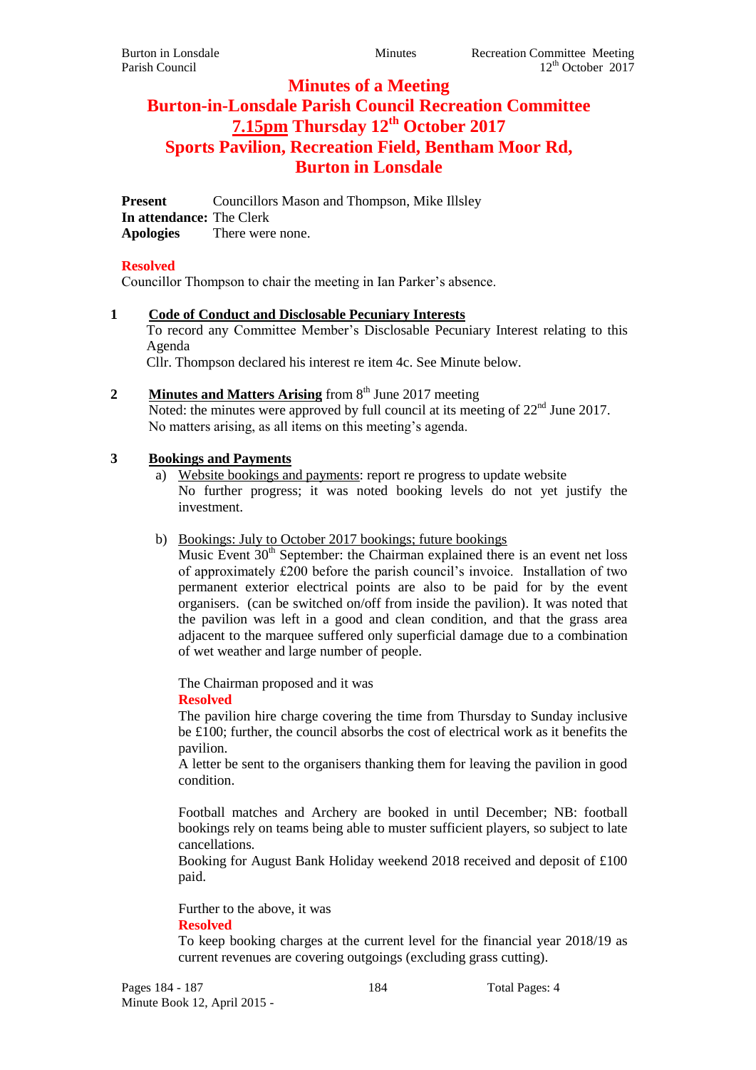# Minutes of a Meeting
# Burton-in-Lonsdale Parish Council Recreation Committee
# 7.15pm Thursday 12th October 2017
# Sports Pavilion, Recreation Field, Bentham Moor Rd, Burton in Lonsdale

**Present** Councillors Mason and Thompson, Mike Illsley
**In attendance:** The Clerk
**Apologies** There were none.

**Resolved**
Councillor Thompson to chair the meeting in Ian Parker's absence.

**1 Code of Conduct and Disclosable Pecuniary Interests**

To record any Committee Member's Disclosable Pecuniary Interest relating to this Agenda

Cllr. Thompson declared his interest re item 4c. See Minute below.

**2 Minutes and Matters Arising** from 8th June 2017 meeting

Noted: the minutes were approved by full council at its meeting of 22nd June 2017.
No matters arising, as all items on this meeting's agenda.

**3 Bookings and Payments**

a) Website bookings and payments: report re progress to update website
No further progress; it was noted booking levels do not yet justify the investment.

b) Bookings: July to October 2017 bookings; future bookings
Music Event 30th September: the Chairman explained there is an event net loss of approximately £200 before the parish council's invoice. Installation of two permanent exterior electrical points are also to be paid for by the event organisers. (can be switched on/off from inside the pavilion). It was noted that the pavilion was left in a good and clean condition, and that the grass area adjacent to the marquee suffered only superficial damage due to a combination of wet weather and large number of people.

The Chairman proposed and it was
**Resolved**
The pavilion hire charge covering the time from Thursday to Sunday inclusive be £100; further, the council absorbs the cost of electrical work as it benefits the pavilion.
A letter be sent to the organisers thanking them for leaving the pavilion in good condition.

Football matches and Archery are booked in until December; NB: football bookings rely on teams being able to muster sufficient players, so subject to late cancellations.
Booking for August Bank Holiday weekend 2018 received and deposit of £100 paid.

Further to the above, it was
**Resolved**
To keep booking charges at the current level for the financial year 2018/19 as current revenues are covering outgoings (excluding grass cutting).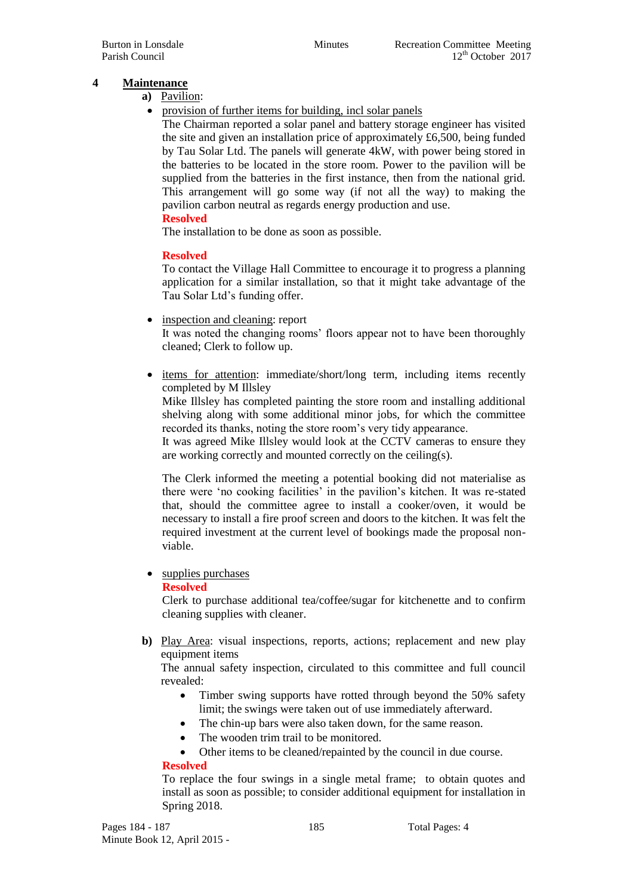## 4 Maintenance

**a)** Pavilion:

- provision of further items for building, incl solar panels

  The Chairman reported a solar panel and battery storage engineer has visited the site and given an installation price of approximately £6,500, being funded by Tau Solar Ltd. The panels will generate 4kW, with power being stored in the batteries to be located in the store room. Power to the pavilion will be supplied from the batteries in the first instance, then from the national grid. This arrangement will go some way (if not all the way) to making the pavilion carbon neutral as regards energy production and use.

  **Resolved**

  The installation to be done as soon as possible.

  **Resolved**

  To contact the Village Hall Committee to encourage it to progress a planning application for a similar installation, so that it might take advantage of the Tau Solar Ltd's funding offer.

- inspection and cleaning: report

  It was noted the changing rooms' floors appear not to have been thoroughly cleaned; Clerk to follow up.

- items for attention: immediate/short/long term, including items recently completed by M Illsley

  Mike Illsley has completed painting the store room and installing additional shelving along with some additional minor jobs, for which the committee recorded its thanks, noting the store room's very tidy appearance.

  It was agreed Mike Illsley would look at the CCTV cameras to ensure they are working correctly and mounted correctly on the ceiling(s).

  The Clerk informed the meeting a potential booking did not materialise as there were 'no cooking facilities' in the pavilion's kitchen. It was re-stated that, should the committee agree to install a cooker/oven, it would be necessary to install a fire proof screen and doors to the kitchen. It was felt the required investment at the current level of bookings made the proposal non-viable.

- supplies purchases

  **Resolved**

  Clerk to purchase additional tea/coffee/sugar for kitchenette and to confirm cleaning supplies with cleaner.

**b)** Play Area: visual inspections, reports, actions; replacement and new play equipment items

The annual safety inspection, circulated to this committee and full council revealed:

- Timber swing supports have rotted through beyond the 50% safety limit; the swings were taken out of use immediately afterward.
- The chin-up bars were also taken down, for the same reason.
- The wooden trim trail to be monitored.
- Other items to be cleaned/repainted by the council in due course.

**Resolved**

To replace the four swings in a single metal frame; to obtain quotes and install as soon as possible; to consider additional equipment for installation in Spring 2018.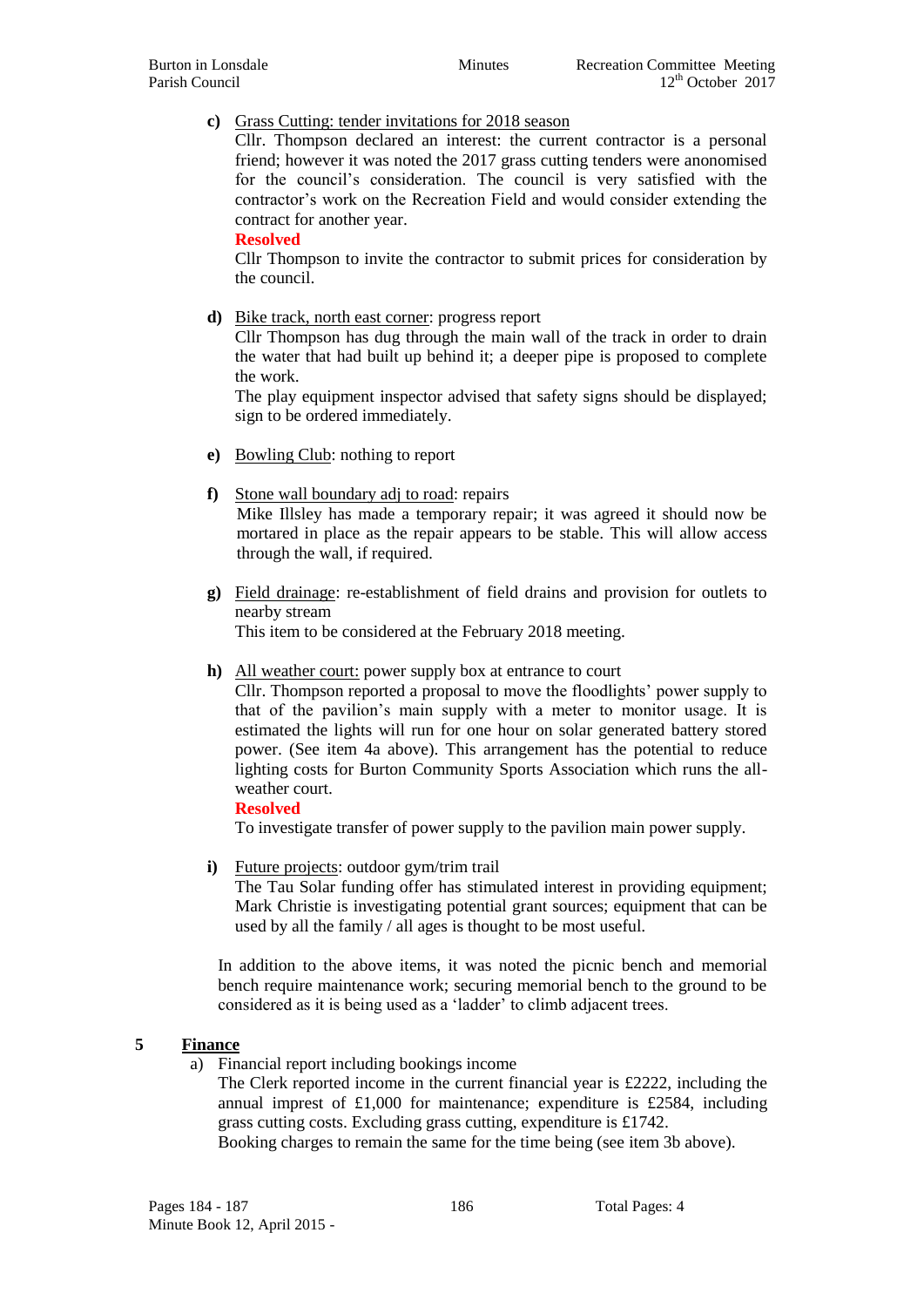c) <u>Grass Cutting: tender invitations for 2018 season</u>
Cllr. Thompson declared an interest: the current contractor is a personal friend; however it was noted the 2017 grass cutting tenders were anonomised for the council's consideration. The council is very satisfied with the contractor's work on the Recreation Field and would consider extending the contract for another year.
**Resolved**
Cllr Thompson to invite the contractor to submit prices for consideration by the council.

d) <u>Bike track, north east corner</u>: progress report
Cllr Thompson has dug through the main wall of the track in order to drain the water that had built up behind it; a deeper pipe is proposed to complete the work.
The play equipment inspector advised that safety signs should be displayed; sign to be ordered immediately.

e) <u>Bowling Club</u>: nothing to report

f) <u>Stone wall boundary adj to road</u>: repairs
Mike Illsley has made a temporary repair; it was agreed it should now be mortared in place as the repair appears to be stable. This will allow access through the wall, if required.

g) <u>Field drainage</u>: re-establishment of field drains and provision for outlets to nearby stream
This item to be considered at the February 2018 meeting.

h) <u>All weather court:</u> power supply box at entrance to court
Cllr. Thompson reported a proposal to move the floodlights' power supply to that of the pavilion's main supply with a meter to monitor usage. It is estimated the lights will run for one hour on solar generated battery stored power. (See item 4a above). This arrangement has the potential to reduce lighting costs for Burton Community Sports Association which runs the all-weather court.
**Resolved**
To investigate transfer of power supply to the pavilion main power supply.

i) <u>Future projects</u>: outdoor gym/trim trail
The Tau Solar funding offer has stimulated interest in providing equipment; Mark Christie is investigating potential grant sources; equipment that can be used by all the family / all ages is thought to be most useful.

In addition to the above items, it was noted the picnic bench and memorial bench require maintenance work; securing memorial bench to the ground to be considered as it is being used as a 'ladder' to climb adjacent trees.

## 5 <u>Finance</u>

a) Financial report including bookings income
The Clerk reported income in the current financial year is £2222, including the annual imprest of £1,000 for maintenance; expenditure is £2584, including grass cutting costs. Excluding grass cutting, expenditure is £1742.
Booking charges to remain the same for the time being (see item 3b above).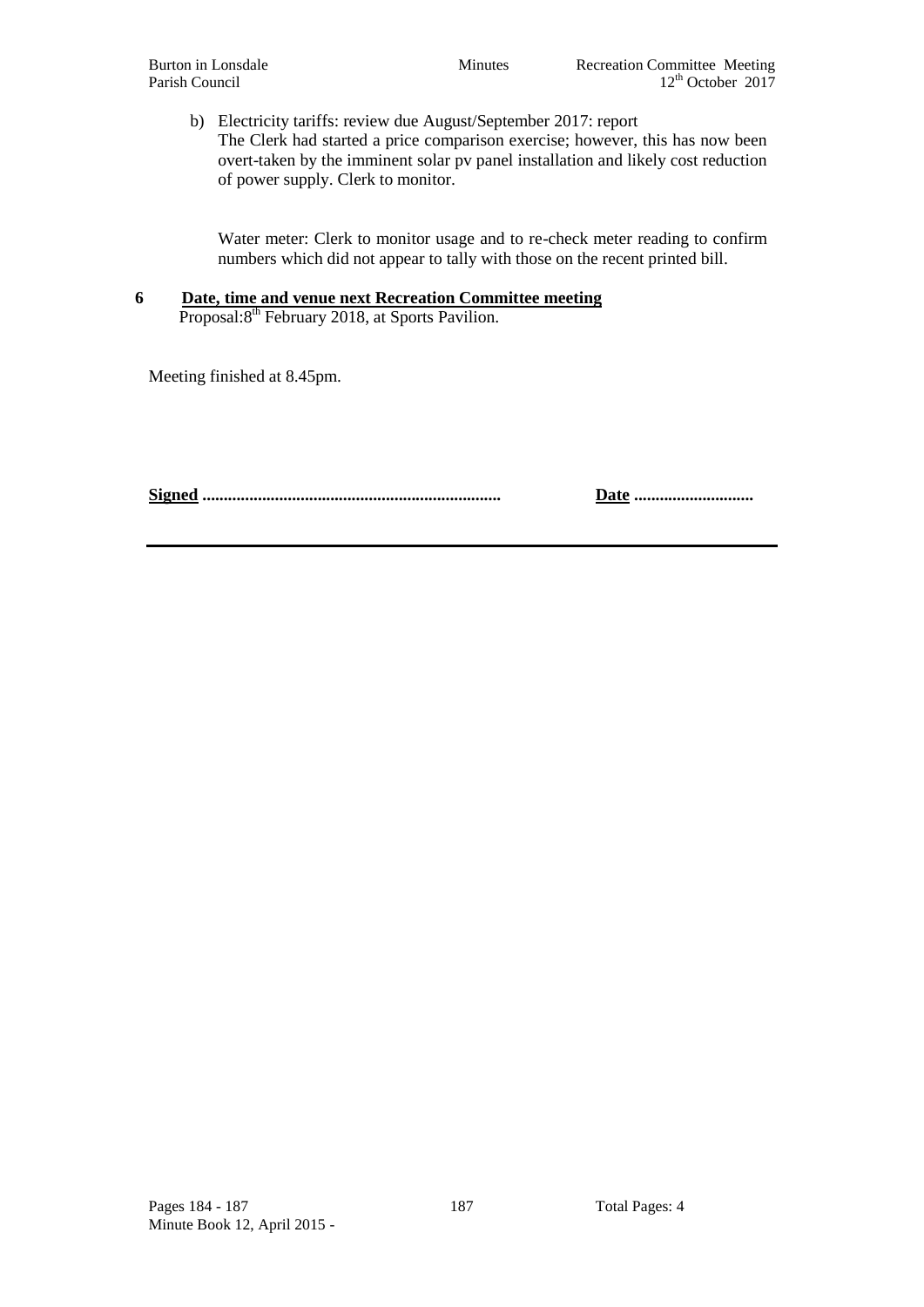b) Electricity tariffs: review due August/September 2017: report
The Clerk had started a price comparison exercise; however, this has now been overt-taken by the imminent solar pv panel installation and likely cost reduction of power supply. Clerk to monitor.

Water meter: Clerk to monitor usage and to re-check meter reading to confirm numbers which did not appear to tally with those on the recent printed bill.

**6 Date, time and venue next Recreation Committee meeting**

Proposal: 8th February 2018, at Sports Pavilion.

Meeting finished at 8.45pm.

**Signed** ..................................................................... **Date** ............................